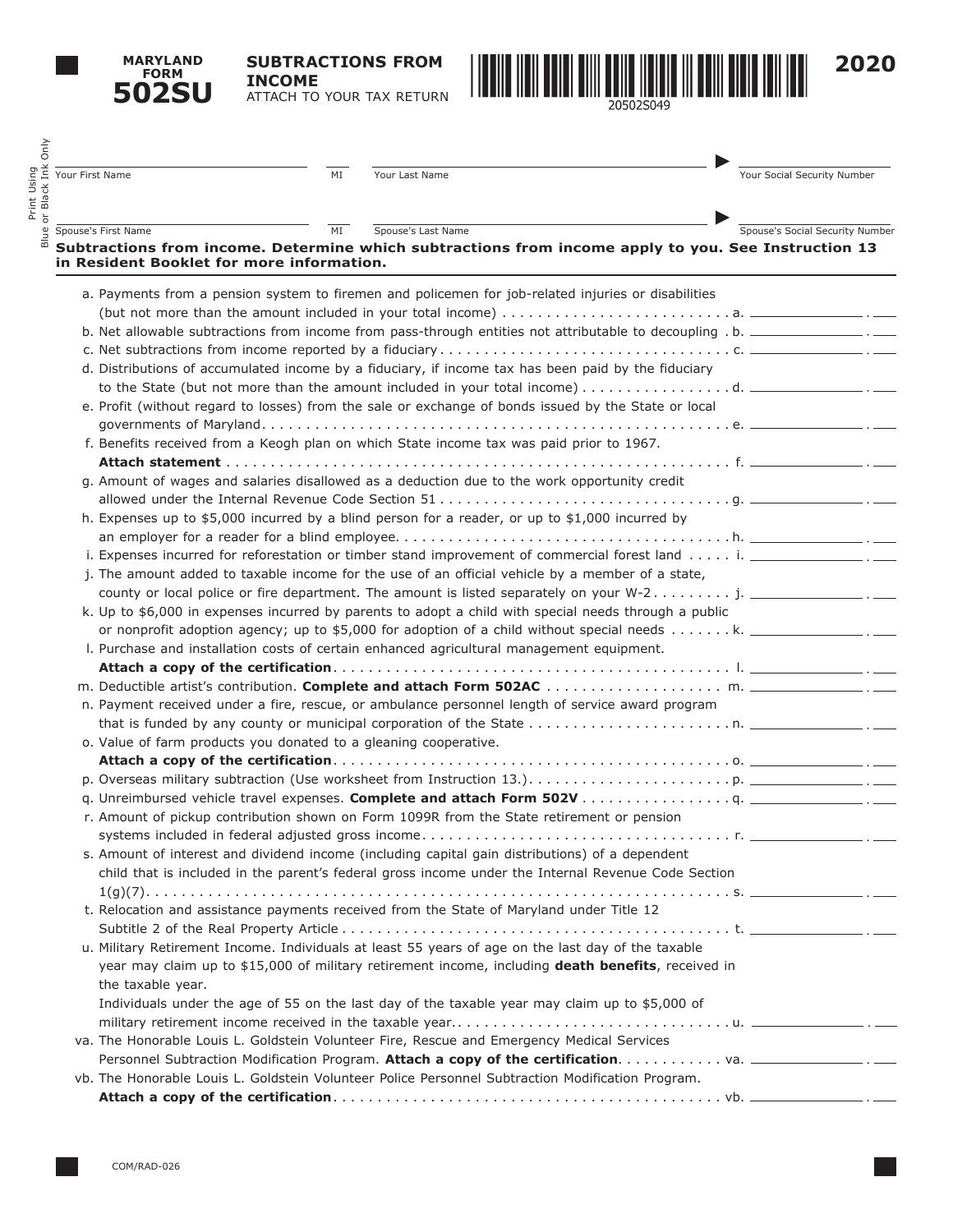**MARYLAND FORM**
# 502SU

## SUBTRACTIONS FROM INCOME

ATTACH TO YOUR TAX RETURN

20502S049

**2020**

Print Using Blue or Black Ink Only

Your First Name ____ MI ____ Your Last Name ____ Your Social Security Number ____

Spouse's First Name ____ MI ____ Spouse's Last Name ____ Spouse's Social Security Number ____

**Subtractions from income. Determine which subtractions from income apply to you. See Instruction 13 in Resident Booklet for more information.**

a. Payments from a pension system to firemen and policemen for job-related injuries or disabilities (but not more than the amount included in your total income) . . . . . a. ________ . ___

b. Net allowable subtractions from income from pass-through entities not attributable to decoupling . b. ________ . ___

c. Net subtractions from income reported by a fiduciary . . . . . c. ________ . ___

d. Distributions of accumulated income by a fiduciary, if income tax has been paid by the fiduciary to the State (but not more than the amount included in your total income) . . . . . d. ________ . ___

e. Profit (without regard to losses) from the sale or exchange of bonds issued by the State or local governments of Maryland . . . . . e. ________ . ___

f. Benefits received from a Keogh plan on which State income tax was paid prior to 1967. **Attach statement** . . . . . f. ________ . ___

g. Amount of wages and salaries disallowed as a deduction due to the work opportunity credit allowed under the Internal Revenue Code Section 51 . . . . . g. ________ . ___

h. Expenses up to $5,000 incurred by a blind person for a reader, or up to $1,000 incurred by an employer for a reader for a blind employee . . . . . h. ________ . ___

i. Expenses incurred for reforestation or timber stand improvement of commercial forest land . . . . . i. ________ . ___

j. The amount added to taxable income for the use of an official vehicle by a member of a state, county or local police or fire department. The amount is listed separately on your W-2 . . . . . j. ________ . ___

k. Up to $6,000 in expenses incurred by parents to adopt a child with special needs through a public or nonprofit adoption agency; up to $5,000 for adoption of a child without special needs . . . . . k. ________ . ___

l. Purchase and installation costs of certain enhanced agricultural management equipment. **Attach a copy of the certification** . . . . . l. ________ . ___

m. Deductible artist's contribution. **Complete and attach Form 502AC** . . . . . m. ________ . ___

n. Payment received under a fire, rescue, or ambulance personnel length of service award program that is funded by any county or municipal corporation of the State . . . . . n. ________ . ___

o. Value of farm products you donated to a gleaning cooperative. **Attach a copy of the certification** . . . . . o. ________ . ___

p. Overseas military subtraction (Use worksheet from Instruction 13.) . . . . . p. ________ . ___

q. Unreimbursed vehicle travel expenses. **Complete and attach Form 502V** . . . . . q. ________ . ___

r. Amount of pickup contribution shown on Form 1099R from the State retirement or pension systems included in federal adjusted gross income . . . . . r. ________ . ___

s. Amount of interest and dividend income (including capital gain distributions) of a dependent child that is included in the parent's federal gross income under the Internal Revenue Code Section 1(g)(7) . . . . . s. ________ . ___

t. Relocation and assistance payments received from the State of Maryland under Title 12 Subtitle 2 of the Real Property Article . . . . . t. ________ . ___

u. Military Retirement Income. Individuals at least 55 years of age on the last day of the taxable year may claim up to $15,000 of military retirement income, including **death benefits**, received in the taxable year.
Individuals under the age of 55 on the last day of the taxable year may claim up to $5,000 of military retirement income received in the taxable year . . . . . u. ________ . ___

va. The Honorable Louis L. Goldstein Volunteer Fire, Rescue and Emergency Medical Services Personnel Subtraction Modification Program. **Attach a copy of the certification** . . . . . va. ________ . ___

vb. The Honorable Louis L. Goldstein Volunteer Police Personnel Subtraction Modification Program. **Attach a copy of the certification** . . . . . vb. ________ . ___

COM/RAD-026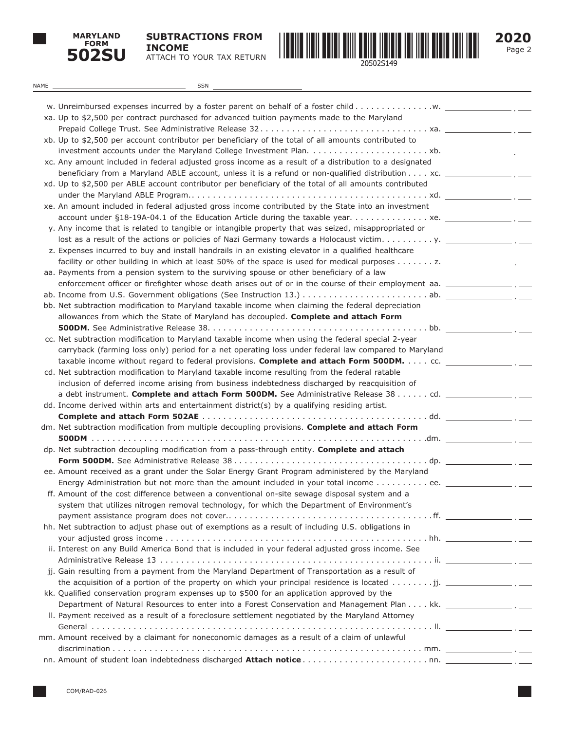**MARYLAND FORM 502SU**

**SUBTRACTIONS FROM INCOME**
ATTACH TO YOUR TAX RETURN

20502S149

**2020**

NAME ______________________ SSN ______________________

w. Unreimbursed expenses incurred by a foster parent on behalf of a foster child . . . . . . . . . . . . . . .w. ______ . ___

xa. Up to $2,500 per contract purchased for advanced tuition payments made to the Maryland Prepaid College Trust. See Administrative Release 32 . . . . . . . . . . . . . . . . . . . . . . . . . . . . . . . . xa. ______ . ___

xb. Up to $2,500 per account contributor per beneficiary of the total of all amounts contributed to investment accounts under the Maryland College Investment Plan. . . . . . . . . . . . . . . . . . . . . . . xb. ______ . ___

xc. Any amount included in federal adjusted gross income as a result of a distribution to a designated beneficiary from a Maryland ABLE account, unless it is a refund or non-qualified distribution . . . . xc. ______ . ___

xd. Up to $2,500 per ABLE account contributor per beneficiary of the total of all amounts contributed under the Maryland ABLE Program. . . . . . . . . . . . . . . . . . . . . . . . . . . . . . . . . . . . . . . . . . . . . xd. ______ . ___

xe. An amount included in federal adjusted gross income contributed by the State into an investment account under §18-19A-04.1 of the Education Article during the taxable year. . . . . . . . . . . . . . . xe. ______ . ___

y. Any income that is related to tangible or intangible property that was seized, misappropriated or lost as a result of the actions or policies of Nazi Germany towards a Holocaust victim. . . . . . . . . . y. ______ . ___

z. Expenses incurred to buy and install handrails in an existing elevator in a qualified healthcare facility or other building in which at least 50% of the space is used for medical purposes . . . . . . . z. ______ . ___

aa. Payments from a pension system to the surviving spouse or other beneficiary of a law enforcement officer or firefighter whose death arises out of or in the course of their employment aa. ______ . ___

ab. Income from U.S. Government obligations (See Instruction 13.) . . . . . . . . . . . . . . . . . . . . . . . . ab. ______ . ___

bb. Net subtraction modification to Maryland taxable income when claiming the federal depreciation allowances from which the State of Maryland has decoupled. **Complete and attach Form 500DM.** See Administrative Release 38. . . . . . . . . . . . . . . . . . . . . . . . . . . . . . . . . . . . . . . . . bb. ______ . ___

cc. Net subtraction modification to Maryland taxable income when using the federal special 2-year carryback (farming loss only) period for a net operating loss under federal law compared to Maryland taxable income without regard to federal provisions. **Complete and attach Form 500DM.** . . . . cc. ______ . ___

cd. Net subtraction modification to Maryland taxable income resulting from the federal ratable inclusion of deferred income arising from business indebtedness discharged by reacquisition of a debt instrument. **Complete and attach Form 500DM.** See Administrative Release 38 . . . . . . cd. ______ . ___

dd. Income derived within arts and entertainment district(s) by a qualifying residing artist. **Complete and attach Form 502AE** . . . . . . . . . . . . . . . . . . . . . . . . . . . . . . . . . . . . . . . . . . dd. ______ . ___

dm. Net subtraction modification from multiple decoupling provisions. **Complete and attach Form 500DM** . . . . . . . . . . . . . . . . . . . . . . . . . . . . . . . . . . . . . . . . . . . . . . . . . . . . . . . . . . . . . . .dm. ______ . ___

dp. Net subtraction decoupling modification from a pass-through entity. **Complete and attach Form 500DM.** See Administrative Release 38 . . . . . . . . . . . . . . . . . . . . . . . . . . . . . . . . . . . . dp. ______ . ___

ee. Amount received as a grant under the Solar Energy Grant Program administered by the Maryland Energy Administration but not more than the amount included in your total income . . . . . . . . . . ee. ______ . ___

ff. Amount of the cost difference between a conventional on-site sewage disposal system and a system that utilizes nitrogen removal technology, for which the Department of Environment's payment assistance program does not cover.. . . . . . . . . . . . . . . . . . . . . . . . . . . . . . . . . . . . . . .ff. ______ . ___

hh. Net subtraction to adjust phase out of exemptions as a result of including U.S. obligations in your adjusted gross income . . . . . . . . . . . . . . . . . . . . . . . . . . . . . . . . . . . . . . . . . . . . . . . . . hh. ______ . ___

ii. Interest on any Build America Bond that is included in your federal adjusted gross income. See Administrative Release 13 . . . . . . . . . . . . . . . . . . . . . . . . . . . . . . . . . . . . . . . . . . . . . . . . . . . . ii. ______ . ___

jj. Gain resulting from a payment from the Maryland Department of Transportation as a result of the acquisition of a portion of the property on which your principal residence is located . . . . . . . .jj. ______ . ___

kk. Qualified conservation program expenses up to $500 for an application approved by the Department of Natural Resources to enter into a Forest Conservation and Management Plan . . . . kk. ______ . ___

ll. Payment received as a result of a foreclosure settlement negotiated by the Maryland Attorney General . . . . . . . . . . . . . . . . . . . . . . . . . . . . . . . . . . . . . . . . . . . . . . . . . . . . . . . . . . . . . . . . ll. ______ . ___

mm. Amount received by a claimant for noneconomic damages as a result of a claim of unlawful discrimination . . . . . . . . . . . . . . . . . . . . . . . . . . . . . . . . . . . . . . . . . . . . . . . . . . . . . . . . . . . . mm. ______ . ___

nn. Amount of student loan indebtedness discharged **Attach notice** . . . . . . . . . . . . . . . . . . . . . . . . nn. ______ . ___

COM/RAD-026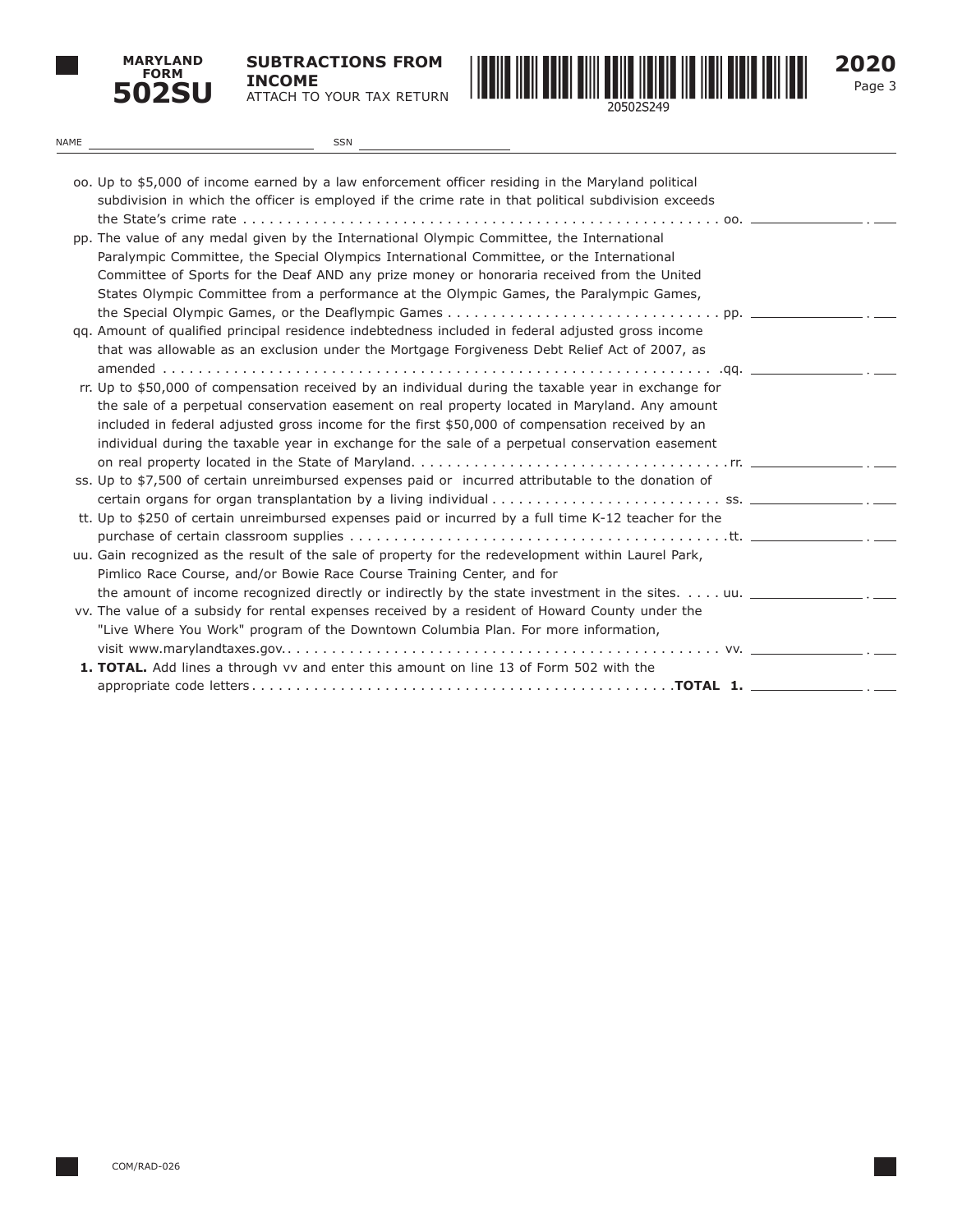**MARYLAND FORM 502SU**

**SUBTRACTIONS FROM INCOME**
ATTACH TO YOUR TAX RETURN

20502S249

**2020**

NAME ______________________ SSN ______________________

oo. Up to $5,000 of income earned by a law enforcement officer residing in the Maryland political subdivision in which the officer is employed if the crime rate in that political subdivision exceeds the State's crime rate . . . . . . . . . . oo. ____________ . ___

pp. The value of any medal given by the International Olympic Committee, the International Paralympic Committee, the Special Olympics International Committee, or the International Committee of Sports for the Deaf AND any prize money or honoraria received from the United States Olympic Committee from a performance at the Olympic Games, the Paralympic Games, the Special Olympic Games, or the Deaflympic Games . . . . . . . . . . pp. ____________ . ___

qq. Amount of qualified principal residence indebtedness included in federal adjusted gross income that was allowable as an exclusion under the Mortgage Forgiveness Debt Relief Act of 2007, as amended . . . . . . . . . . qq. ____________ . ___

rr. Up to $50,000 of compensation received by an individual during the taxable year in exchange for the sale of a perpetual conservation easement on real property located in Maryland. Any amount included in federal adjusted gross income for the first $50,000 of compensation received by an individual during the taxable year in exchange for the sale of a perpetual conservation easement on real property located in the State of Maryland. . . . . . . . . . rr. ____________ . ___

ss. Up to $7,500 of certain unreimbursed expenses paid or incurred attributable to the donation of certain organs for organ transplantation by a living individual . . . . . . . . . . ss. ____________ . ___

tt. Up to $250 of certain unreimbursed expenses paid or incurred by a full time K-12 teacher for the purchase of certain classroom supplies . . . . . . . . . . tt. ____________ . ___

uu. Gain recognized as the result of the sale of property for the redevelopment within Laurel Park, Pimlico Race Course, and/or Bowie Race Course Training Center, and for the amount of income recognized directly or indirectly by the state investment in the sites. . . . . uu. ____________ . ___

vv. The value of a subsidy for rental expenses received by a resident of Howard County under the "Live Where You Work" program of the Downtown Columbia Plan. For more information, visit www.marylandtaxes.gov. . . . . . . . . . . vv. ____________ . ___

**1. TOTAL.** Add lines a through vv and enter this amount on line 13 of Form 502 with the appropriate code letters . . . . . . . . . . **TOTAL 1.** ____________ . ___

COM/RAD-026